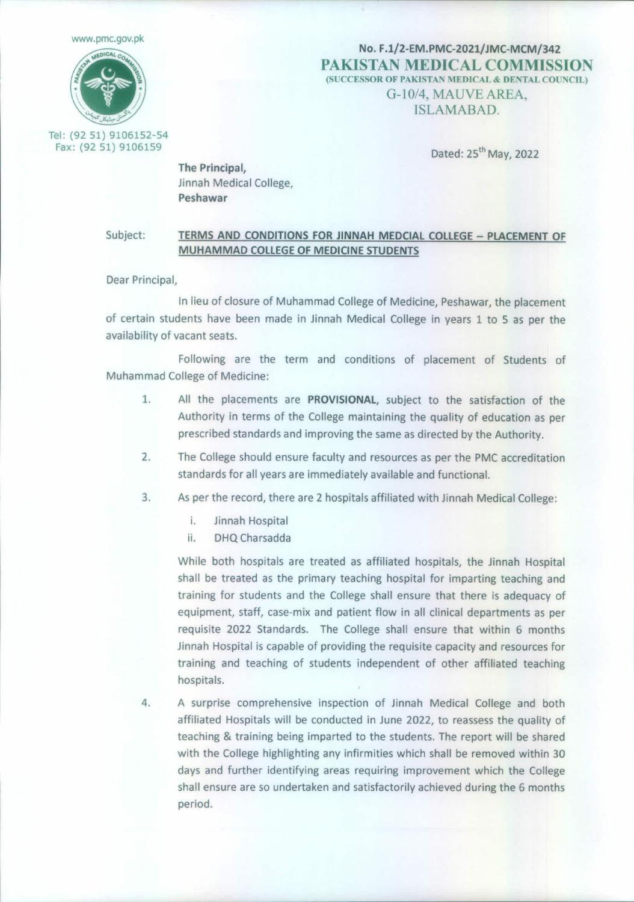www.pmc.gov.pk

Tel: (92 51) 9106152-54
Fax: (92 51) 9106159

No. F.1/2-EM.PMC-2021/JMC-MCM/342

**PAKISTAN MEDICAL COMMISSION**
(SUCCESSOR OF PAKISTAN MEDICAL & DENTAL COUNCIL)
G-10/4, MAUVE AREA,
ISLAMABAD.

Dated: 25th May, 2022

**The Principal,**
Jinnah Medical College,
**Peshawar**

Subject: **TERMS AND CONDITIONS FOR JINNAH MEDCIAL COLLEGE – PLACEMENT OF MUHAMMAD COLLEGE OF MEDICINE STUDENTS**

Dear Principal,

In lieu of closure of Muhammad College of Medicine, Peshawar, the placement of certain students have been made in Jinnah Medical College in years 1 to 5 as per the availability of vacant seats.

Following are the term and conditions of placement of Students of Muhammad College of Medicine:

1. All the placements are **PROVISIONAL**, subject to the satisfaction of the Authority in terms of the College maintaining the quality of education as per prescribed standards and improving the same as directed by the Authority.
2. The College should ensure faculty and resources as per the PMC accreditation standards for all years are immediately available and functional.
3. As per the record, there are 2 hospitals affiliated with Jinnah Medical College:
   i. Jinnah Hospital
   ii. DHQ Charsadda

   While both hospitals are treated as affiliated hospitals, the Jinnah Hospital shall be treated as the primary teaching hospital for imparting teaching and training for students and the College shall ensure that there is adequacy of equipment, staff, case-mix and patient flow in all clinical departments as per requisite 2022 Standards. The College shall ensure that within 6 months Jinnah Hospital is capable of providing the requisite capacity and resources for training and teaching of students independent of other affiliated teaching hospitals.
4. A surprise comprehensive inspection of Jinnah Medical College and both affiliated Hospitals will be conducted in June 2022, to reassess the quality of teaching & training being imparted to the students. The report will be shared with the College highlighting any infirmities which shall be removed within 30 days and further identifying areas requiring improvement which the College shall ensure are so undertaken and satisfactorily achieved during the 6 months period.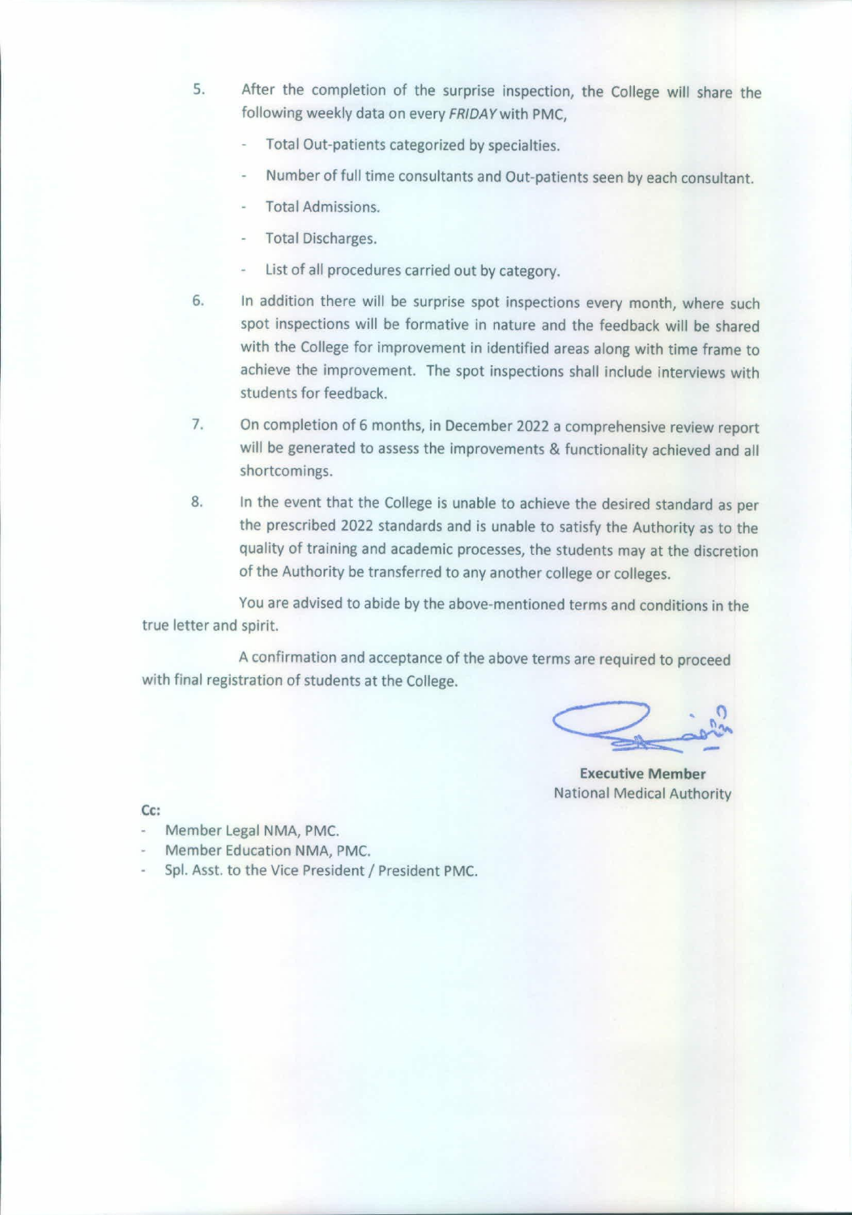5. After the completion of the surprise inspection, the College will share the following weekly data on every *FRIDAY* with PMC,
   - Total Out-patients categorized by specialties.
   - Number of full time consultants and Out-patients seen by each consultant.
   - Total Admissions.
   - Total Discharges.
   - List of all procedures carried out by category.
6. In addition there will be surprise spot inspections every month, where such spot inspections will be formative in nature and the feedback will be shared with the College for improvement in identified areas along with time frame to achieve the improvement. The spot inspections shall include interviews with students for feedback.
7. On completion of 6 months, in December 2022 a comprehensive review report will be generated to assess the improvements & functionality achieved and all shortcomings.
8. In the event that the College is unable to achieve the desired standard as per the prescribed 2022 standards and is unable to satisfy the Authority as to the quality of training and academic processes, the students may at the discretion of the Authority be transferred to any another college or colleges.

You are advised to abide by the above-mentioned terms and conditions in the true letter and spirit.

A confirmation and acceptance of the above terms are required to proceed with final registration of students at the College.

**Executive Member**
National Medical Authority

**Cc:**

- Member Legal NMA, PMC.
- Member Education NMA, PMC.
- Spl. Asst. to the Vice President / President PMC.